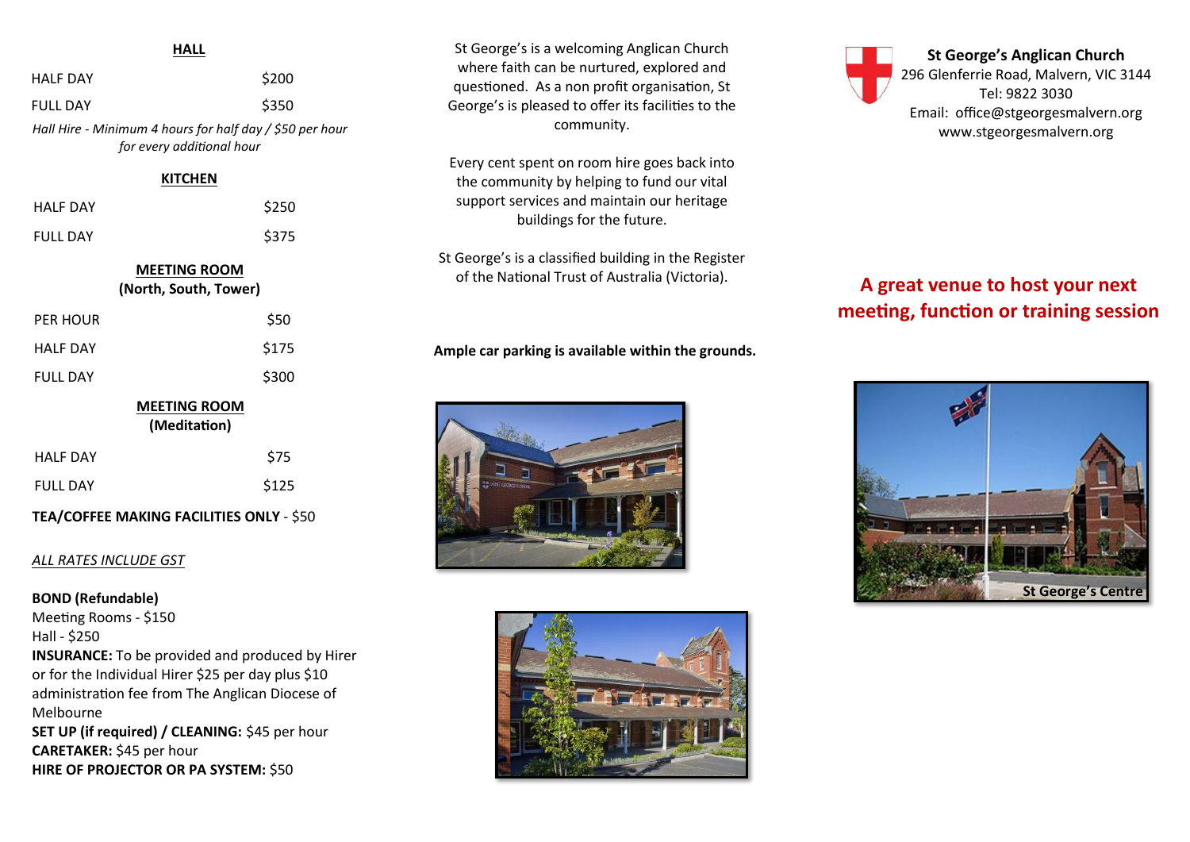## HALL

| | |
|---|---|
| HALF DAY | $200 |
| FULL DAY | $350 |

*Hall Hire - Minimum 4 hours for half day / $50 per hour for every additional hour*

## KITCHEN

| | |
|---|---|
| HALF DAY | $250 |
| FULL DAY | $375 |

## MEETING ROOM
**(North, South, Tower)**

| | |
|---|---|
| PER HOUR | $50 |
| HALF DAY | $175 |
| FULL DAY | $300 |

## MEETING ROOM
**(Meditation)**

| | |
|---|---|
| HALF DAY | $75 |
| FULL DAY | $125 |

**TEA/COFFEE MAKING FACILITIES ONLY** - $50

*ALL RATES INCLUDE GST*

**BOND (Refundable)**
Meeting Rooms - $150
Hall - $250
**INSURANCE:** To be provided and produced by Hirer or for the Individual Hirer $25 per day plus $10 administration fee from The Anglican Diocese of Melbourne
**SET UP (if required) / CLEANING:** $45 per hour
**CARETAKER:** $45 per hour
**HIRE OF PROJECTOR OR PA SYSTEM:** $50

St George's is a welcoming Anglican Church where faith can be nurtured, explored and questioned. As a non profit organisation, St George's is pleased to offer its facilities to the community.

Every cent spent on room hire goes back into the community by helping to fund our vital support services and maintain our heritage buildings for the future.

St George's is a classified building in the Register of the National Trust of Australia (Victoria).

**Ample car parking is available within the grounds.**

**St George's Anglican Church**
296 Glenferrie Road, Malvern, VIC 3144
Tel: 9822 3030
Email: office@stgeorgesmalvern.org
www.stgeorgesmalvern.org

# A great venue to host your next meeting, function or training session

St George's Centre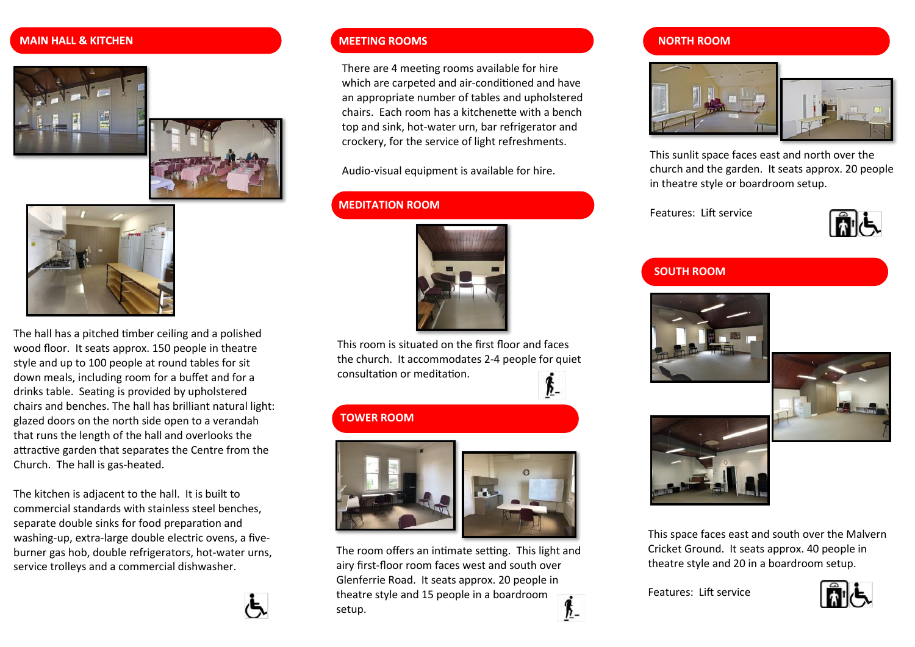## MAIN HALL & KITCHEN

The hall has a pitched timber ceiling and a polished wood floor. It seats approx. 150 people in theatre style and up to 100 people at round tables for sit down meals, including room for a buffet and for a drinks table. Seating is provided by upholstered chairs and benches. The hall has brilliant natural light: glazed doors on the north side open to a verandah that runs the length of the hall and overlooks the attractive garden that separates the Centre from the Church. The hall is gas-heated.

The kitchen is adjacent to the hall. It is built to commercial standards with stainless steel benches, separate double sinks for food preparation and washing-up, extra-large double electric ovens, a five-burner gas hob, double refrigerators, hot-water urns, service trolleys and a commercial dishwasher.

## MEETING ROOMS

There are 4 meeting rooms available for hire which are carpeted and air-conditioned and have an appropriate number of tables and upholstered chairs. Each room has a kitchenette with a bench top and sink, hot-water urn, bar refrigerator and crockery, for the service of light refreshments.

Audio-visual equipment is available for hire.

## MEDITATION ROOM

This room is situated on the first floor and faces the church. It accommodates 2-4 people for quiet consultation or meditation.

## TOWER ROOM

The room offers an intimate setting. This light and airy first-floor room faces west and south over Glenferrie Road. It seats approx. 20 people in theatre style and 15 people in a boardroom setup.

## NORTH ROOM

This sunlit space faces east and north over the church and the garden. It seats approx. 20 people in theatre style or boardroom setup.

Features: Lift service

## SOUTH ROOM

This space faces east and south over the Malvern Cricket Ground. It seats approx. 40 people in theatre style and 20 in a boardroom setup.

Features: Lift service